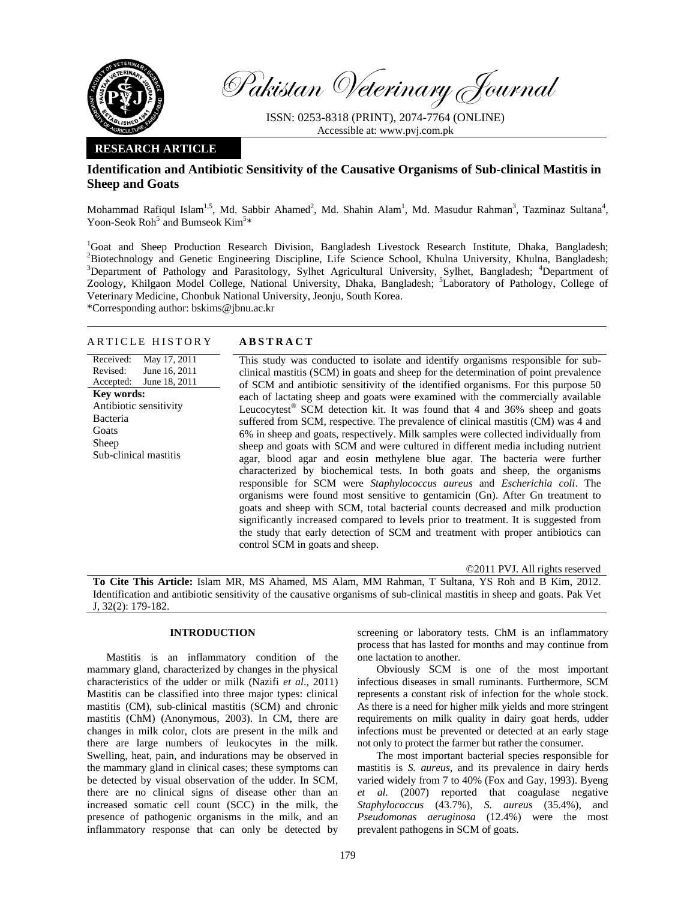Pakistan Veterinary Journal

ISSN: 0253-8318 (PRINT), 2074-7764 (ONLINE)
Accessible at: www.pvj.com.pk

**RESEARCH ARTICLE**

# Identification and Antibiotic Sensitivity of the Causative Organisms of Sub-clinical Mastitis in Sheep and Goats

Mohammad Rafiqul Islam[1,5], Md. Sabbir Ahamed[2], Md. Shahin Alam[1], Md. Masudur Rahman[3], Tazminaz Sultana[4], Yoon-Seok Roh[5] and Bumseok Kim[5]*

[1]Goat and Sheep Production Research Division, Bangladesh Livestock Research Institute, Dhaka, Bangladesh; [2]Biotechnology and Genetic Engineering Discipline, Life Science School, Khulna University, Khulna, Bangladesh; [3]Department of Pathology and Parasitology, Sylhet Agricultural University, Sylhet, Bangladesh; [4]Department of Zoology, Khilgaon Model College, National University, Dhaka, Bangladesh; [5]Laboratory of Pathology, College of Veterinary Medicine, Chonbuk National University, Jeonju, South Korea.
*Corresponding author: bskims@jbnu.ac.kr

## ARTICLE HISTORY

Received: May 17, 2011
Revised: June 16, 2011
Accepted: June 18, 2011

**Key words:**
Antibiotic sensitivity
Bacteria
Goats
Sheep
Sub-clinical mastitis

## ABSTRACT

This study was conducted to isolate and identify organisms responsible for sub-clinical mastitis (SCM) in goats and sheep for the determination of point prevalence of SCM and antibiotic sensitivity of the identified organisms. For this purpose 50 each of lactating sheep and goats were examined with the commercially available Leucocytest® SCM detection kit. It was found that 4 and 36% sheep and goats suffered from SCM, respective. The prevalence of clinical mastitis (CM) was 4 and 6% in sheep and goats, respectively. Milk samples were collected individually from sheep and goats with SCM and were cultured in different media including nutrient agar, blood agar and eosin methylene blue agar. The bacteria were further characterized by biochemical tests. In both goats and sheep, the organisms responsible for SCM were *Staphylococcus aureus* and *Escherichia coli*. The organisms were found most sensitive to gentamicin (Gn). After Gn treatment to goats and sheep with SCM, total bacterial counts decreased and milk production significantly increased compared to levels prior to treatment. It is suggested from the study that early detection of SCM and treatment with proper antibiotics can control SCM in goats and sheep.

©2011 PVJ. All rights reserved

**To Cite This Article:** Islam MR, MS Ahamed, MS Alam, MM Rahman, T Sultana, YS Roh and B Kim, 2012. Identification and antibiotic sensitivity of the causative organisms of sub-clinical mastitis in sheep and goats. Pak Vet J, 32(2): 179-182.

## INTRODUCTION

Mastitis is an inflammatory condition of the mammary gland, characterized by changes in the physical characteristics of the udder or milk (Nazifi *et al*., 2011) Mastitis can be classified into three major types: clinical mastitis (CM), sub-clinical mastitis (SCM) and chronic mastitis (ChM) (Anonymous, 2003). In CM, there are changes in milk color, clots are present in the milk and there are large numbers of leukocytes in the milk. Swelling, heat, pain, and indurations may be observed in the mammary gland in clinical cases; these symptoms can be detected by visual observation of the udder. In SCM, there are no clinical signs of disease other than an increased somatic cell count (SCC) in the milk, the presence of pathogenic organisms in the milk, and an inflammatory response that can only be detected by screening or laboratory tests. ChM is an inflammatory process that has lasted for months and may continue from one lactation to another.

Obviously SCM is one of the most important infectious diseases in small ruminants. Furthermore, SCM represents a constant risk of infection for the whole stock. As there is a need for higher milk yields and more stringent requirements on milk quality in dairy goat herds, udder infections must be prevented or detected at an early stage not only to protect the farmer but rather the consumer.

The most important bacterial species responsible for mastitis is *S. aureus*, and its prevalence in dairy herds varied widely from 7 to 40% (Fox and Gay, 1993). Byeng *et al.* (2007) reported that coagulase negative *Staphylococcus* (43.7%), *S. aureus* (35.4%), and *Pseudomonas aeruginosa* (12.4%) were the most prevalent pathogens in SCM of goats.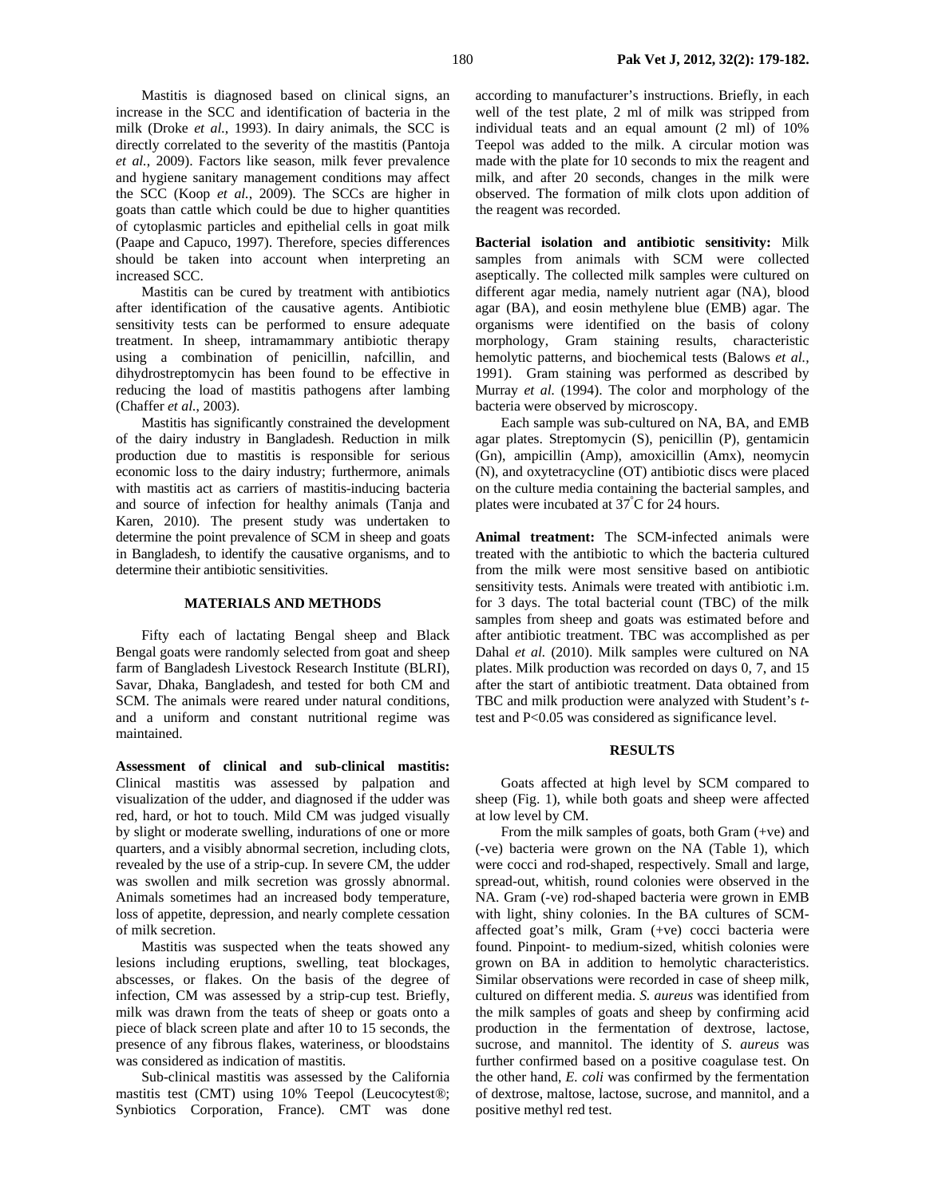Mastitis is diagnosed based on clinical signs, an increase in the SCC and identification of bacteria in the milk (Droke *et al.*, 1993). In dairy animals, the SCC is directly correlated to the severity of the mastitis (Pantoja *et al.*, 2009). Factors like season, milk fever prevalence and hygiene sanitary management conditions may affect the SCC (Koop *et al.*, 2009). The SCCs are higher in goats than cattle which could be due to higher quantities of cytoplasmic particles and epithelial cells in goat milk (Paape and Capuco, 1997). Therefore, species differences should be taken into account when interpreting an increased SCC.

Mastitis can be cured by treatment with antibiotics after identification of the causative agents. Antibiotic sensitivity tests can be performed to ensure adequate treatment. In sheep, intramammary antibiotic therapy using a combination of penicillin, nafcillin, and dihydrostreptomycin has been found to be effective in reducing the load of mastitis pathogens after lambing (Chaffer *et al.*, 2003).

Mastitis has significantly constrained the development of the dairy industry in Bangladesh. Reduction in milk production due to mastitis is responsible for serious economic loss to the dairy industry; furthermore, animals with mastitis act as carriers of mastitis-inducing bacteria and source of infection for healthy animals (Tanja and Karen, 2010). The present study was undertaken to determine the point prevalence of SCM in sheep and goats in Bangladesh, to identify the causative organisms, and to determine their antibiotic sensitivities.

## MATERIALS AND METHODS

Fifty each of lactating Bengal sheep and Black Bengal goats were randomly selected from goat and sheep farm of Bangladesh Livestock Research Institute (BLRI), Savar, Dhaka, Bangladesh, and tested for both CM and SCM. The animals were reared under natural conditions, and a uniform and constant nutritional regime was maintained.

**Assessment of clinical and sub-clinical mastitis:** Clinical mastitis was assessed by palpation and visualization of the udder, and diagnosed if the udder was red, hard, or hot to touch. Mild CM was judged visually by slight or moderate swelling, indurations of one or more quarters, and a visibly abnormal secretion, including clots, revealed by the use of a strip-cup. In severe CM, the udder was swollen and milk secretion was grossly abnormal. Animals sometimes had an increased body temperature, loss of appetite, depression, and nearly complete cessation of milk secretion.

Mastitis was suspected when the teats showed any lesions including eruptions, swelling, teat blockages, abscesses, or flakes. On the basis of the degree of infection, CM was assessed by a strip-cup test. Briefly, milk was drawn from the teats of sheep or goats onto a piece of black screen plate and after 10 to 15 seconds, the presence of any fibrous flakes, wateriness, or bloodstains was considered as indication of mastitis.

Sub-clinical mastitis was assessed by the California mastitis test (CMT) using 10% Teepol (Leucocytest®; Synbiotics Corporation, France). CMT was done according to manufacturer's instructions. Briefly, in each well of the test plate, 2 ml of milk was stripped from individual teats and an equal amount (2 ml) of 10% Teepol was added to the milk. A circular motion was made with the plate for 10 seconds to mix the reagent and milk, and after 20 seconds, changes in the milk were observed. The formation of milk clots upon addition of the reagent was recorded.

**Bacterial isolation and antibiotic sensitivity:** Milk samples from animals with SCM were collected aseptically. The collected milk samples were cultured on different agar media, namely nutrient agar (NA), blood agar (BA), and eosin methylene blue (EMB) agar. The organisms were identified on the basis of colony morphology, Gram staining results, characteristic hemolytic patterns, and biochemical tests (Balows *et al.*, 1991). Gram staining was performed as described by Murray *et al.* (1994). The color and morphology of the bacteria were observed by microscopy.

Each sample was sub-cultured on NA, BA, and EMB agar plates. Streptomycin (S), penicillin (P), gentamicin (Gn), ampicillin (Amp), amoxicillin (Amx), neomycin (N), and oxytetracycline (OT) antibiotic discs were placed on the culture media containing the bacterial samples, and plates were incubated at 37°C for 24 hours.

**Animal treatment:** The SCM-infected animals were treated with the antibiotic to which the bacteria cultured from the milk were most sensitive based on antibiotic sensitivity tests. Animals were treated with antibiotic i.m. for 3 days. The total bacterial count (TBC) of the milk samples from sheep and goats was estimated before and after antibiotic treatment. TBC was accomplished as per Dahal *et al.* (2010). Milk samples were cultured on NA plates. Milk production was recorded on days 0, 7, and 15 after the start of antibiotic treatment. Data obtained from TBC and milk production were analyzed with Student's *t*-test and $P<0.05$ was considered as significance level.

## RESULTS

Goats affected at high level by SCM compared to sheep (Fig. 1), while both goats and sheep were affected at low level by CM.

From the milk samples of goats, both Gram (+ve) and (-ve) bacteria were grown on the NA (Table 1), which were cocci and rod-shaped, respectively. Small and large, spread-out, whitish, round colonies were observed in the NA. Gram (-ve) rod-shaped bacteria were grown in EMB with light, shiny colonies. In the BA cultures of SCM-affected goat's milk, Gram (+ve) cocci bacteria were found. Pinpoint- to medium-sized, whitish colonies were grown on BA in addition to hemolytic characteristics. Similar observations were recorded in case of sheep milk, cultured on different media. *S. aureus* was identified from the milk samples of goats and sheep by confirming acid production in the fermentation of dextrose, lactose, sucrose, and mannitol. The identity of *S. aureus* was further confirmed based on a positive coagulase test. On the other hand, *E. coli* was confirmed by the fermentation of dextrose, maltose, lactose, sucrose, and mannitol, and a positive methyl red test.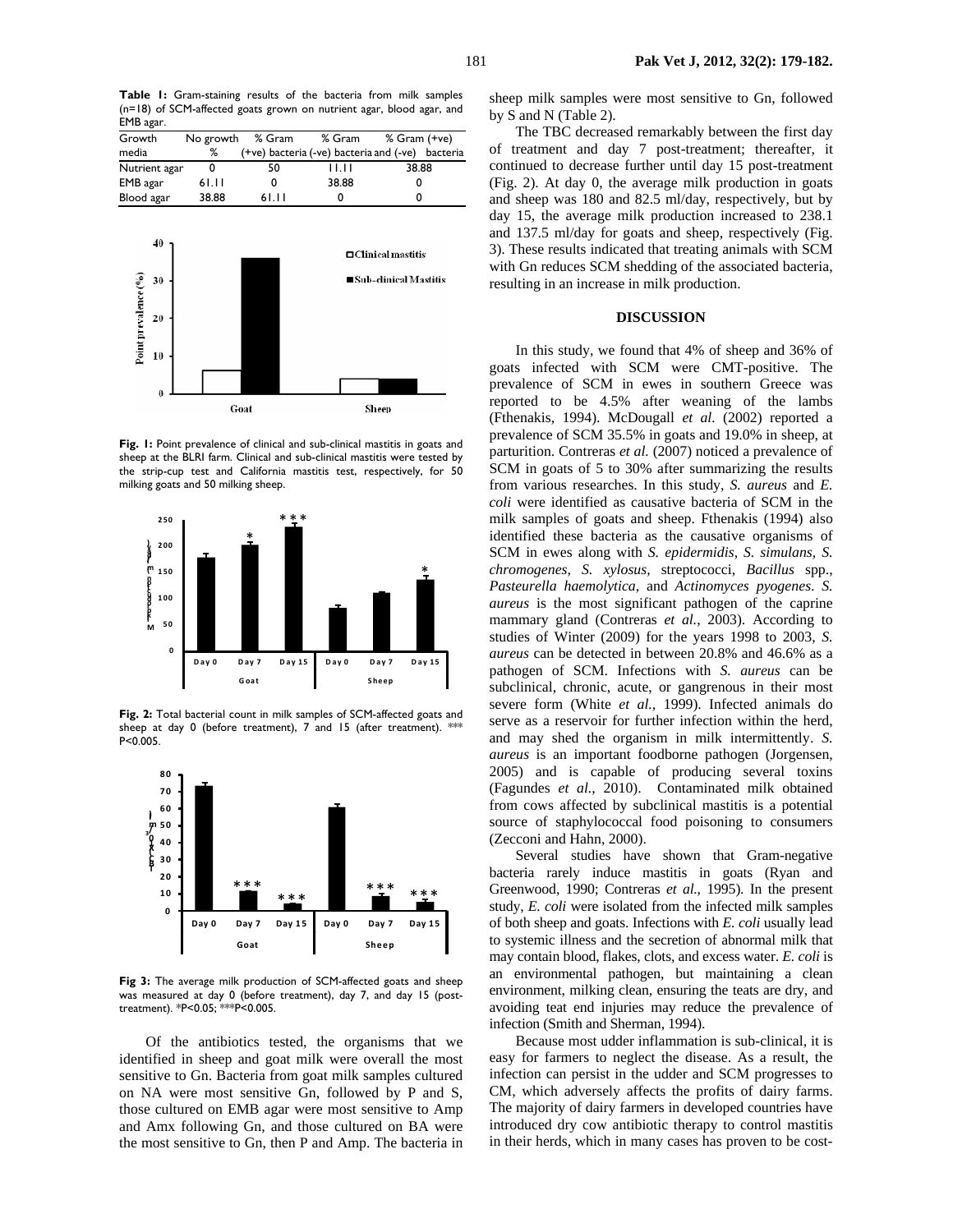**Table 1:** Gram-staining results of the bacteria from milk samples (n=18) of SCM-affected goats grown on nutrient agar, blood agar, and EMB agar.

| Growth media | No growth % | % Gram (+ve) bacteria | % Gram (-ve) bacteria | % Gram (+ve) and (-ve) bacteria |
|---|---|---|---|---|
| Nutrient agar | 0 | 50 | 11.11 | 38.88 |
| EMB agar | 61.11 | 0 | 38.88 | 0 |
| Blood agar | 38.88 | 61.11 | 0 | 0 |

**Fig. 1:** Point prevalence of clinical and sub-clinical mastitis in goats and sheep at the BLRI farm. Clinical and sub-clinical mastitis were tested by the strip-cup test and California mastitis test, respectively, for 50 milking goats and 50 milking sheep.

**Fig. 2:** Total bacterial count in milk samples of SCM-affected goats and sheep at day 0 (before treatment), 7 and 15 (after treatment). *** P<0.005.

**Fig 3:** The average milk production of SCM-affected goats and sheep was measured at day 0 (before treatment), day 7, and day 15 (post-treatment). *P<0.05; ***P<0.005.

Of the antibiotics tested, the organisms that we identified in sheep and goat milk were overall the most sensitive to Gn. Bacteria from goat milk samples cultured on NA were most sensitive Gn, followed by P and S, those cultured on EMB agar were most sensitive to Amp and Amx following Gn, and those cultured on BA were the most sensitive to Gn, then P and Amp. The bacteria in sheep milk samples were most sensitive to Gn, followed by S and N (Table 2).

The TBC decreased remarkably between the first day of treatment and day 7 post-treatment; thereafter, it continued to decrease further until day 15 post-treatment (Fig. 2). At day 0, the average milk production in goats and sheep was 180 and 82.5 ml/day, respectively, but by day 15, the average milk production increased to 238.1 and 137.5 ml/day for goats and sheep, respectively (Fig. 3). These results indicated that treating animals with SCM with Gn reduces SCM shedding of the associated bacteria, resulting in an increase in milk production.

## DISCUSSION

In this study, we found that 4% of sheep and 36% of goats infected with SCM were CMT-positive. The prevalence of SCM in ewes in southern Greece was reported to be 4.5% after weaning of the lambs (Fthenakis, 1994). McDougall *et al.* (2002) reported a prevalence of SCM 35.5% in goats and 19.0% in sheep, at parturition. Contreras *et al.* (2007) noticed a prevalence of SCM in goats of 5 to 30% after summarizing the results from various researches. In this study, *S. aureus* and *E. coli* were identified as causative bacteria of SCM in the milk samples of goats and sheep. Fthenakis (1994) also identified these bacteria as the causative organisms of SCM in ewes along with *S. epidermidis*, *S. simulans*, *S. chromogenes*, *S. xylosus*, streptococci, *Bacillus* spp., *Pasteurella haemolytica*, and *Actinomyces pyogenes*. *S. aureus* is the most significant pathogen of the caprine mammary gland (Contreras *et al.*, 2003). According to studies of Winter (2009) for the years 1998 to 2003, *S. aureus* can be detected in between 20.8% and 46.6% as a pathogen of SCM. Infections with *S. aureus* can be subclinical, chronic, acute, or gangrenous in their most severe form (White *et al.*, 1999). Infected animals do serve as a reservoir for further infection within the herd, and may shed the organism in milk intermittently. *S. aureus* is an important foodborne pathogen (Jorgensen, 2005) and is capable of producing several toxins (Fagundes *et al.*, 2010). Contaminated milk obtained from cows affected by subclinical mastitis is a potential source of staphylococcal food poisoning to consumers (Zecconi and Hahn, 2000).

Several studies have shown that Gram-negative bacteria rarely induce mastitis in goats (Ryan and Greenwood, 1990; Contreras *et al.*, 1995). In the present study, *E. coli* were isolated from the infected milk samples of both sheep and goats. Infections with *E. coli* usually lead to systemic illness and the secretion of abnormal milk that may contain blood, flakes, clots, and excess water. *E. coli* is an environmental pathogen, but maintaining a clean environment, milking clean, ensuring the teats are dry, and avoiding teat end injuries may reduce the prevalence of infection (Smith and Sherman, 1994).

Because most udder inflammation is sub-clinical, it is easy for farmers to neglect the disease. As a result, the infection can persist in the udder and SCM progresses to CM, which adversely affects the profits of dairy farms. The majority of dairy farmers in developed countries have introduced dry cow antibiotic therapy to control mastitis in their herds, which in many cases has proven to be cost-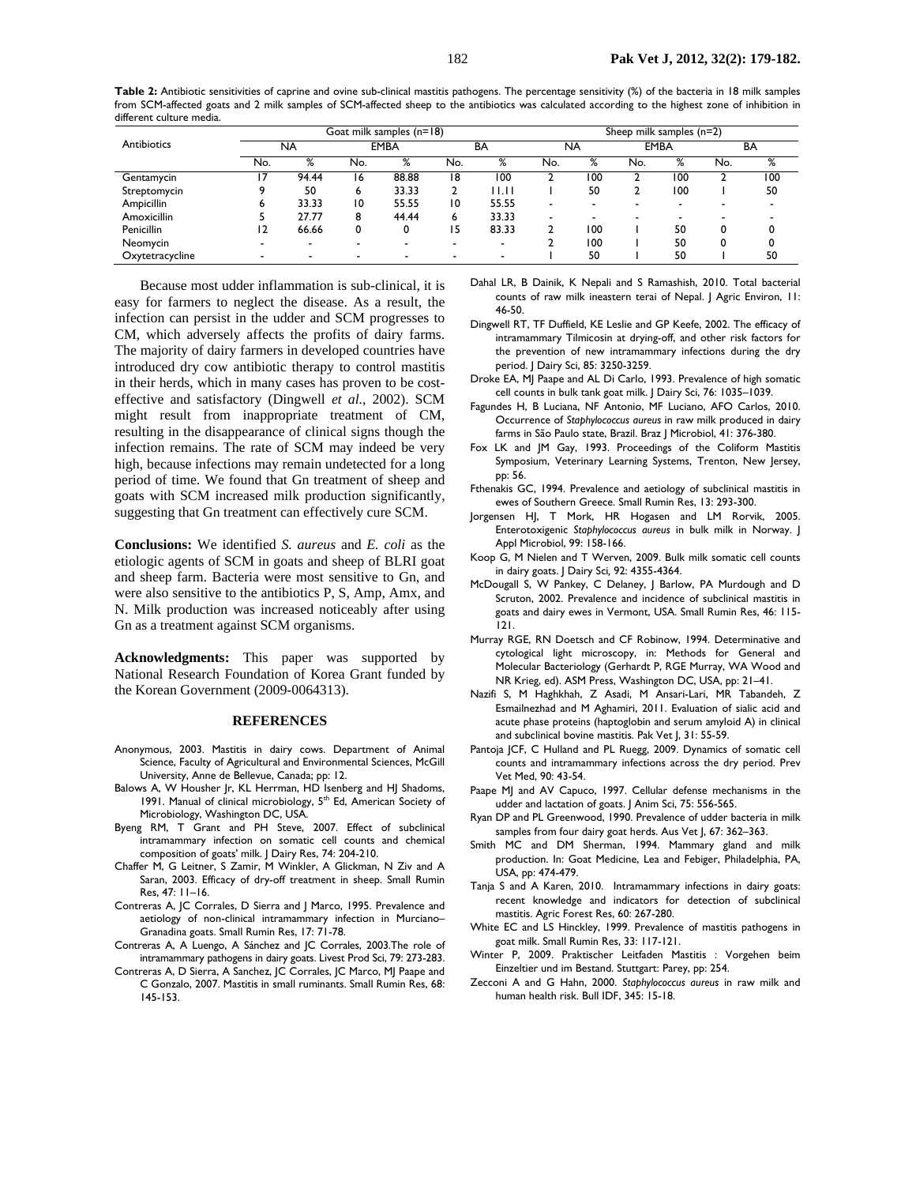**Table 2:** Antibiotic sensitivities of caprine and ovine sub-clinical mastitis pathogens. The percentage sensitivity (%) of the bacteria in 18 milk samples from SCM-affected goats and 2 milk samples of SCM-affected sheep to the antibiotics was calculated according to the highest zone of inhibition in different culture media.

| Antibiotics | Goat milk samples (n=18) | | | | | | Sheep milk samples (n=2) | | | | | |
|---|---|---|---|---|---|---|---|---|---|---|---|---|
| | NA | | EMBA | | BA | | NA | | EMBA | | BA | |
| | No. | % | No. | % | No. | % | No. | % | No. | % | No. | % |
| Gentamycin | 17 | 94.44 | 16 | 88.88 | 18 | 100 | 2 | 100 | 2 | 100 | 2 | 100 |
| Streptomycin | 9 | 50 | 6 | 33.33 | 2 | 11.11 | 1 | 50 | 2 | 100 | 1 | 50 |
| Ampicillin | 6 | 33.33 | 10 | 55.55 | 10 | 55.55 | - | - | - | - | - | - |
| Amoxicillin | 5 | 27.77 | 8 | 44.44 | 6 | 33.33 | - | - | - | - | - | - |
| Penicillin | 12 | 66.66 | 0 | 0 | 15 | 83.33 | 2 | 100 | 1 | 50 | 0 | 0 |
| Neomycin | - | - | - | - | - | - | 2 | 100 | 1 | 50 | 0 | 0 |
| Oxytetracycline | - | - | - | - | - | - | 1 | 50 | 1 | 50 | 1 | 50 |

Because most udder inflammation is sub-clinical, it is easy for farmers to neglect the disease. As a result, the infection can persist in the udder and SCM progresses to CM, which adversely affects the profits of dairy farms. The majority of dairy farmers in developed countries have introduced dry cow antibiotic therapy to control mastitis in their herds, which in many cases has proven to be cost-effective and satisfactory (Dingwell *et al.*, 2002). SCM might result from inappropriate treatment of CM, resulting in the disappearance of clinical signs though the infection remains. The rate of SCM may indeed be very high, because infections may remain undetected for a long period of time. We found that Gn treatment of sheep and goats with SCM increased milk production significantly, suggesting that Gn treatment can effectively cure SCM.

**Conclusions:** We identified *S. aureus* and *E. coli* as the etiologic agents of SCM in goats and sheep of BLRI goat and sheep farm. Bacteria were most sensitive to Gn, and were also sensitive to the antibiotics P, S, Amp, Amx, and N. Milk production was increased noticeably after using Gn as a treatment against SCM organisms.

**Acknowledgments:** This paper was supported by National Research Foundation of Korea Grant funded by the Korean Government (2009-0064313).

## REFERENCES

Anonymous, 2003. Mastitis in dairy cows. Department of Animal Science, Faculty of Agricultural and Environmental Sciences, McGill University, Anne de Bellevue, Canada; pp: 12.

Balows A, W Housher Jr, KL Herrman, HD Isenberg and HJ Shadoms, 1991. Manual of clinical microbiology, 5th Ed, American Society of Microbiology, Washington DC, USA.

Byeng RM, T Grant and PH Steve, 2007. Effect of subclinical intramammary infection on somatic cell counts and chemical composition of goats' milk. J Dairy Res, 74: 204-210.

Chaffer M, G Leitner, S Zamir, M Winkler, A Glickman, N Ziv and A Saran, 2003. Efficacy of dry-off treatment in sheep. Small Rumin Res, 47: 11–16.

Contreras A, JC Corrales, D Sierra and J Marco, 1995. Prevalence and aetiology of non-clinical intramammary infection in Murciano–Granadina goats. Small Rumin Res, 17: 71-78.

Contreras A, A Luengo, A Sánchez and JC Corrales, 2003.The role of intramammary pathogens in dairy goats. Livest Prod Sci, 79: 273-283.

Contreras A, D Sierra, A Sanchez, JC Corrales, JC Marco, MJ Paape and C Gonzalo, 2007. Mastitis in small ruminants. Small Rumin Res, 68: 145-153.

Dahal LR, B Dainik, K Nepali and S Ramashish, 2010. Total bacterial counts of raw milk ineastern terai of Nepal. J Agric Environ, 11: 46-50.

Dingwell RT, TF Duffield, KE Leslie and GP Keefe, 2002. The efficacy of intramammary Tilmicosin at drying-off, and other risk factors for the prevention of new intramammary infections during the dry period. J Dairy Sci, 85: 3250-3259.

Droke EA, MJ Paape and AL Di Carlo, 1993. Prevalence of high somatic cell counts in bulk tank goat milk. J Dairy Sci, 76: 1035–1039.

Fagundes H, B Luciana, NF Antonio, MF Luciano, AFO Carlos, 2010. Occurrence of *Staphylococcus aureus* in raw milk produced in dairy farms in São Paulo state, Brazil. Braz J Microbiol, 41: 376-380.

Fox LK and JM Gay, 1993. Proceedings of the Coliform Mastitis Symposium, Veterinary Learning Systems, Trenton, New Jersey, pp: 56.

Fthenakis GC, 1994. Prevalence and aetiology of subclinical mastitis in ewes of Southern Greece. Small Rumin Res, 13: 293-300.

Jorgensen HJ, T Mork, HR Hogasen and LM Rorvik, 2005. Enterotoxigenic *Staphylococcus aureus* in bulk milk in Norway. J Appl Microbiol, 99: 158-166.

Koop G, M Nielen and T Werven, 2009. Bulk milk somatic cell counts in dairy goats. J Dairy Sci, 92: 4355-4364.

McDougall S, W Pankey, C Delaney, J Barlow, PA Murdough and D Scruton, 2002. Prevalence and incidence of subclinical mastitis in goats and dairy ewes in Vermont, USA. Small Rumin Res, 46: 115-121.

Murray RGE, RN Doetsch and CF Robinow, 1994. Determinative and cytological light microscopy, in: Methods for General and Molecular Bacteriology (Gerhardt P, RGE Murray, WA Wood and NR Krieg, ed). ASM Press, Washington DC, USA, pp: 21–41.

Nazifi S, M Haghkhah, Z Asadi, M Ansari-Lari, MR Tabandeh, Z Esmailnezhad and M Aghamiri, 2011. Evaluation of sialic acid and acute phase proteins (haptoglobin and serum amyloid A) in clinical and subclinical bovine mastitis. Pak Vet J, 31: 55-59.

Pantoja JCF, C Hulland and PL Ruegg, 2009. Dynamics of somatic cell counts and intramammary infections across the dry period. Prev Vet Med, 90: 43-54.

Paape MJ and AV Capuco, 1997. Cellular defense mechanisms in the udder and lactation of goats. J Anim Sci, 75: 556-565.

Ryan DP and PL Greenwood, 1990. Prevalence of udder bacteria in milk samples from four dairy goat herds. Aus Vet J, 67: 362–363.

Smith MC and DM Sherman, 1994. Mammary gland and milk production. In: Goat Medicine, Lea and Febiger, Philadelphia, PA, USA, pp: 474-479.

Tanja S and A Karen, 2010. Intramammary infections in dairy goats: recent knowledge and indicators for detection of subclinical mastitis. Agric Forest Res, 60: 267-280.

White EC and LS Hinckley, 1999. Prevalence of mastitis pathogens in goat milk. Small Rumin Res, 33: 117-121.

Winter P, 2009. Praktischer Leitfaden Mastitis : Vorgehen beim Einzeltier und im Bestand. Stuttgart: Parey, pp: 254.

Zecconi A and G Hahn, 2000. *Staphylococcus aureus* in raw milk and human health risk. Bull IDF, 345: 15-18.